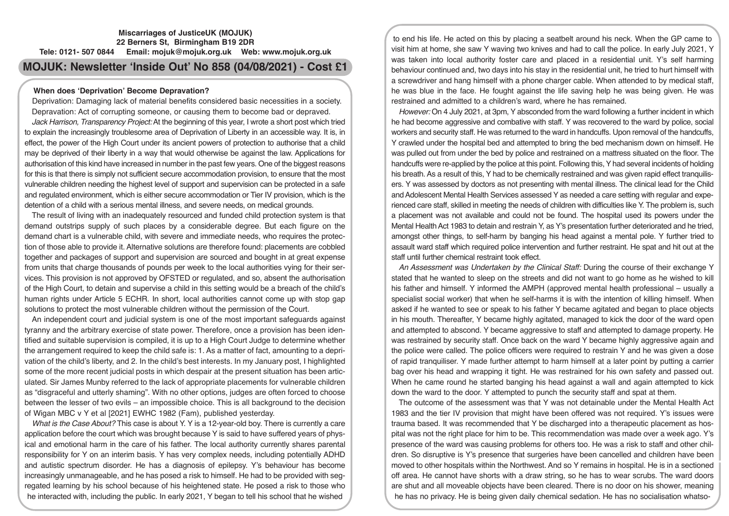**Miscarriages of JusticeUK (MOJUK)**
**22 Berners St, Birmingham B19 2DR**
**Tele: 0121- 507 0844 Email: mojuk@mojuk.org.uk Web: www.mojuk.org.uk**

# MOJUK: Newsletter 'Inside Out' No 858 (04/08/2021) - Cost £1

## When does 'Deprivation' Become Depravation?

Deprivation: Damaging lack of material benefits considered basic necessities in a society.
Depravation: Act of corrupting someone, or causing them to become bad or depraved.

*Jack Harrison, Transparency Project:* At the beginning of this year, I wrote a short post which tried to explain the increasingly troublesome area of Deprivation of Liberty in an accessible way. It is, in effect, the power of the High Court under its ancient powers of protection to authorise that a child may be deprived of their liberty in a way that would otherwise be against the law. Applications for authorisation of this kind have increased in number in the past few years. One of the biggest reasons for this is that there is simply not sufficient secure accommodation provision, to ensure that the most vulnerable children needing the highest level of support and supervision can be protected in a safe and regulated environment, which is either secure accommodation or Tier IV provision, which is the detention of a child with a serious mental illness, and severe needs, on medical grounds.

The result of living with an inadequately resourced and funded child protection system is that demand outstrips supply of such places by a considerable degree. But each figure on the demand chart is a vulnerable child, with severe and immediate needs, who requires the protection of those able to provide it. Alternative solutions are therefore found: placements are cobbled together and packages of support and supervision are sourced and bought in at great expense from units that charge thousands of pounds per week to the local authorities vying for their services. This provision is not approved by OFSTED or regulated, and so, absent the authorisation of the High Court, to detain and supervise a child in this setting would be a breach of the child's human rights under Article 5 ECHR. In short, local authorities cannot come up with stop gap solutions to protect the most vulnerable children without the permission of the Court.

An independent court and judicial system is one of the most important safeguards against tyranny and the arbitrary exercise of state power. Therefore, once a provision has been identified and suitable supervision is compiled, it is up to a High Court Judge to determine whether the arrangement required to keep the child safe is: 1. As a matter of fact, amounting to a deprivation of the child's liberty, and 2. In the child's best interests. In my January post, I highlighted some of the more recent judicial posts in which despair at the present situation has been articulated. Sir James Munby referred to the lack of appropriate placements for vulnerable children as "disgraceful and utterly shaming". With no other options, judges are often forced to choose between the lesser of two evils – an impossible choice. This is all background to the decision of Wigan MBC v Y et al [2021] EWHC 1982 (Fam), published yesterday.

*What is the Case About?* This case is about Y. Y is a 12-year-old boy. There is currently a care application before the court which was brought because Y is said to have suffered years of physical and emotional harm in the care of his father. The local authority currently shares parental responsibility for Y on an interim basis. Y has very complex needs, including potentially ADHD and autistic spectrum disorder. He has a diagnosis of epilepsy. Y's behaviour has become increasingly unmanageable, and he has posed a risk to himself. He had to be provided with segregated learning by his school because of his heightened state. He posed a risk to those who he interacted with, including the public. In early 2021, Y began to tell his school that he wished to end his life. He acted on this by placing a seatbelt around his neck. When the GP came to visit him at home, she saw Y waving two knives and had to call the police. In early July 2021, Y was taken into local authority foster care and placed in a residential unit. Y's self harming behaviour continued and, two days into his stay in the residential unit, he tried to hurt himself with a screwdriver and hang himself with a phone charger cable. When attended to by medical staff, he was blue in the face. He fought against the life saving help he was being given. He was restrained and admitted to a children's ward, where he has remained.

*However:* On 4 July 2021, at 3pm, Y absconded from the ward following a further incident in which he had become aggressive and combative with staff. Y was recovered to the ward by police, social workers and security staff. He was returned to the ward in handcuffs. Upon removal of the handcuffs, Y crawled under the hospital bed and attempted to bring the bed mechanism down on himself. He was pulled out from under the bed by police and restrained on a mattress situated on the floor. The handcuffs were re-applied by the police at this point. Following this, Y had several incidents of holding his breath. As a result of this, Y had to be chemically restrained and was given rapid effect tranquilisers. Y was assessed by doctors as not presenting with mental illness. The clinical lead for the Child and Adolescent Mental Health Services assessed Y as needed a care setting with regular and experienced care staff, skilled in meeting the needs of children with difficulties like Y. The problem is, such a placement was not available and could not be found. The hospital used its powers under the Mental Health Act 1983 to detain and restrain Y, as Y's presentation further deteriorated and he tried, amongst other things, to self-harm by banging his head against a mental pole. Y further tried to assault ward staff which required police intervention and further restraint. He spat and hit out at the staff until further chemical restraint took effect.

*An Assessment was Undertaken by the Clinical Staff:* During the course of their exchange Y stated that he wanted to sleep on the streets and did not want to go home as he wished to kill his father and himself. Y informed the AMPH (approved mental health professional – usually a specialist social worker) that when he self-harms it is with the intention of killing himself. When asked if he wanted to see or speak to his father Y became agitated and began to place objects in his mouth. Thereafter, Y became highly agitated, managed to kick the door of the ward open and attempted to abscond. Y became aggressive to staff and attempted to damage property. He was restrained by security staff. Once back on the ward Y became highly aggressive again and the police were called. The police officers were required to restrain Y and he was given a dose of rapid tranquiliser. Y made further attempt to harm himself at a later point by putting a carrier bag over his head and wrapping it tight. He was restrained for his own safety and passed out. When he came round he started banging his head against a wall and again attempted to kick down the ward to the door. Y attempted to punch the security staff and spat at them.

The outcome of the assessment was that Y was not detainable under the Mental Health Act 1983 and the tier IV provision that might have been offered was not required. Y's issues were trauma based. It was recommended that Y be discharged into a therapeutic placement as hospital was not the right place for him to be. This recommendation was made over a week ago. Y's presence of the ward was causing problems for others too. He was a risk to staff and other children. So disruptive is Y's presence that surgeries have been cancelled and children have been moved to other hospitals within the Northwest. And so Y remains in hospital. He is in a sectioned off area. He cannot have shorts with a draw string, so he has to wear scrubs. The ward doors are shut and all moveable objects have been cleared. There is no door on his shower, meaning he has no privacy. He is being given daily chemical sedation. He has no socialisation whatso-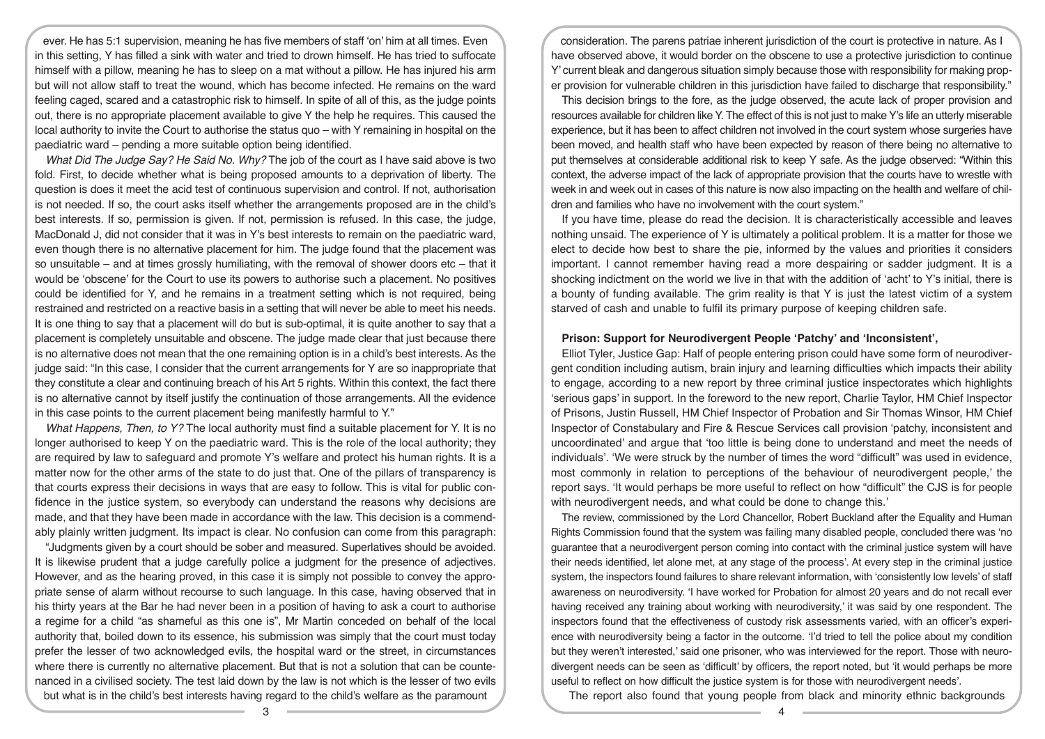ever. He has 5:1 supervision, meaning he has five members of staff 'on' him at all times. Even in this setting, Y has filled a sink with water and tried to drown himself. He has tried to suffocate himself with a pillow, meaning he has to sleep on a mat without a pillow. He has injured his arm but will not allow staff to treat the wound, which has become infected. He remains on the ward feeling caged, scared and a catastrophic risk to himself. In spite of all of this, as the judge points out, there is no appropriate placement available to give Y the help he requires. This caused the local authority to invite the Court to authorise the status quo – with Y remaining in hospital on the paediatric ward – pending a more suitable option being identified.

*What Did The Judge Say? He Said No. Why?* The job of the court as I have said above is two fold. First, to decide whether what is being proposed amounts to a deprivation of liberty. The question is does it meet the acid test of continuous supervision and control. If not, authorisation is not needed. If so, the court asks itself whether the arrangements proposed are in the child's best interests. If so, permission is given. If not, permission is refused. In this case, the judge, MacDonald J, did not consider that it was in Y's best interests to remain on the paediatric ward, even though there is no alternative placement for him. The judge found that the placement was so unsuitable – and at times grossly humiliating, with the removal of shower doors etc – that it would be 'obscene' for the Court to use its powers to authorise such a placement. No positives could be identified for Y, and he remains in a treatment setting which is not required, being restrained and restricted on a reactive basis in a setting that will never be able to meet his needs. It is one thing to say that a placement will do but is sub-optimal, it is quite another to say that a placement is completely unsuitable and obscene. The judge made clear that just because there is no alternative does not mean that the one remaining option is in a child's best interests. As the judge said: "In this case, I consider that the current arrangements for Y are so inappropriate that they constitute a clear and continuing breach of his Art 5 rights. Within this context, the fact there is no alternative cannot by itself justify the continuation of those arrangements. All the evidence in this case points to the current placement being manifestly harmful to Y."

*What Happens, Then, to Y?* The local authority must find a suitable placement for Y. It is no longer authorised to keep Y on the paediatric ward. This is the role of the local authority; they are required by law to safeguard and promote Y's welfare and protect his human rights. It is a matter now for the other arms of the state to do just that. One of the pillars of transparency is that courts express their decisions in ways that are easy to follow. This is vital for public confidence in the justice system, so everybody can understand the reasons why decisions are made, and that they have been made in accordance with the law. This decision is a commendably plainly written judgment. Its impact is clear. No confusion can come from this paragraph:

"Judgments given by a court should be sober and measured. Superlatives should be avoided. It is likewise prudent that a judge carefully police a judgment for the presence of adjectives. However, and as the hearing proved, in this case it is simply not possible to convey the appropriate sense of alarm without recourse to such language. In this case, having observed that in his thirty years at the Bar he had never been in a position of having to ask a court to authorise a regime for a child "as shameful as this one is", Mr Martin conceded on behalf of the local authority that, boiled down to its essence, his submission was simply that the court must today prefer the lesser of two acknowledged evils, the hospital ward or the street, in circumstances where there is currently no alternative placement. But that is not a solution that can be countenanced in a civilised society. The test laid down by the law is not which is the lesser of two evils but what is in the child's best interests having regard to the child's welfare as the paramount consideration. The parens patriae inherent jurisdiction of the court is protective in nature. As I have observed above, it would border on the obscene to use a protective jurisdiction to continue Y' current bleak and dangerous situation simply because those with responsibility for making proper provision for vulnerable children in this jurisdiction have failed to discharge that responsibility."

This decision brings to the fore, as the judge observed, the acute lack of proper provision and resources available for children like Y. The effect of this is not just to make Y's life an utterly miserable experience, but it has been to affect children not involved in the court system whose surgeries have been moved, and health staff who have been expected by reason of there being no alternative to put themselves at considerable additional risk to keep Y safe. As the judge observed: "Within this context, the adverse impact of the lack of appropriate provision that the courts have to wrestle with week in and week out in cases of this nature is now also impacting on the health and welfare of children and families who have no involvement with the court system."

If you have time, please do read the decision. It is characteristically accessible and leaves nothing unsaid. The experience of Y is ultimately a political problem. It is a matter for those we elect to decide how best to share the pie, informed by the values and priorities it considers important. I cannot remember having read a more despairing or sadder judgment. It is a shocking indictment on the world we live in that with the addition of 'acht' to Y's initial, there is a bounty of funding available. The grim reality is that Y is just the latest victim of a system starved of cash and unable to fulfil its primary purpose of keeping children safe.

### Prison: Support for Neurodivergent People 'Patchy' and 'Inconsistent',

Elliot Tyler, Justice Gap: Half of people entering prison could have some form of neurodivergent condition including autism, brain injury and learning difficulties which impacts their ability to engage, according to a new report by three criminal justice inspectorates which highlights 'serious gaps' in support. In the foreword to the new report, Charlie Taylor, HM Chief Inspector of Prisons, Justin Russell, HM Chief Inspector of Probation and Sir Thomas Winsor, HM Chief Inspector of Constabulary and Fire & Rescue Services call provision 'patchy, inconsistent and uncoordinated' and argue that 'too little is being done to understand and meet the needs of individuals'. 'We were struck by the number of times the word "difficult" was used in evidence, most commonly in relation to perceptions of the behaviour of neurodivergent people,' the report says. 'It would perhaps be more useful to reflect on how "difficult" the CJS is for people with neurodivergent needs, and what could be done to change this.'

The review, commissioned by the Lord Chancellor, Robert Buckland after the Equality and Human Rights Commission found that the system was failing many disabled people, concluded there was 'no guarantee that a neurodivergent person coming into contact with the criminal justice system will have their needs identified, let alone met, at any stage of the process'. At every step in the criminal justice system, the inspectors found failures to share relevant information, with 'consistently low levels' of staff awareness on neurodiversity. 'I have worked for Probation for almost 20 years and do not recall ever having received any training about working with neurodiversity,' it was said by one respondent. The inspectors found that the effectiveness of custody risk assessments varied, with an officer's experience with neurodiversity being a factor in the outcome. 'I'd tried to tell the police about my condition but they weren't interested,' said one prisoner, who was interviewed for the report. Those with neurodivergent needs can be seen as 'difficult' by officers, the report noted, but 'it would perhaps be more useful to reflect on how difficult the justice system is for those with neurodivergent needs'.

The report also found that young people from black and minority ethnic backgrounds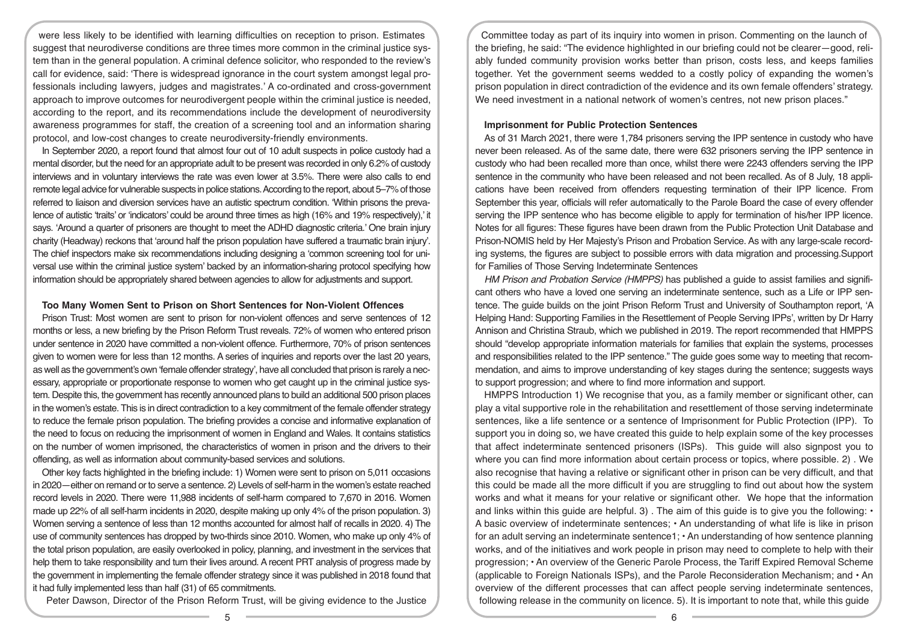were less likely to be identified with learning difficulties on reception to prison. Estimates suggest that neurodiverse conditions are three times more common in the criminal justice system than in the general population. A criminal defence solicitor, who responded to the review's call for evidence, said: 'There is widespread ignorance in the court system amongst legal professionals including lawyers, judges and magistrates.' A co-ordinated and cross-government approach to improve outcomes for neurodivergent people within the criminal justice is needed, according to the report, and its recommendations include the development of neurodiversity awareness programmes for staff, the creation of a screening tool and an information sharing protocol, and low-cost changes to create neurodiversity-friendly environments.

In September 2020, a report found that almost four out of 10 adult suspects in police custody had a mental disorder, but the need for an appropriate adult to be present was recorded in only 6.2% of custody interviews and in voluntary interviews the rate was even lower at 3.5%. There were also calls to end remote legal advice for vulnerable suspects in police stations. According to the report, about 5–7% of those referred to liaison and diversion services have an autistic spectrum condition. 'Within prisons the prevalence of autistic 'traits' or 'indicators' could be around three times as high (16% and 19% respectively),' it says. 'Around a quarter of prisoners are thought to meet the ADHD diagnostic criteria.' One brain injury charity (Headway) reckons that 'around half the prison population have suffered a traumatic brain injury'. The chief inspectors make six recommendations including designing a 'common screening tool for universal use within the criminal justice system' backed by an information-sharing protocol specifying how information should be appropriately shared between agencies to allow for adjustments and support.

### Too Many Women Sent to Prison on Short Sentences for Non-Violent Offences

Prison Trust: Most women are sent to prison for non-violent offences and serve sentences of 12 months or less, a new briefing by the Prison Reform Trust reveals. 72% of women who entered prison under sentence in 2020 have committed a non-violent offence. Furthermore, 70% of prison sentences given to women were for less than 12 months. A series of inquiries and reports over the last 20 years, as well as the government's own 'female offender strategy', have all concluded that prison is rarely a necessary, appropriate or proportionate response to women who get caught up in the criminal justice system. Despite this, the government has recently announced plans to build an additional 500 prison places in the women's estate. This is in direct contradiction to a key commitment of the female offender strategy to reduce the female prison population. The briefing provides a concise and informative explanation of the need to focus on reducing the imprisonment of women in England and Wales. It contains statistics on the number of women imprisoned, the characteristics of women in prison and the drivers to their offending, as well as information about community-based services and solutions.

Other key facts highlighted in the briefing include: 1) Women were sent to prison on 5,011 occasions in 2020—either on remand or to serve a sentence. 2) Levels of self-harm in the women's estate reached record levels in 2020. There were 11,988 incidents of self-harm compared to 7,670 in 2016. Women made up 22% of all self-harm incidents in 2020, despite making up only 4% of the prison population. 3) Women serving a sentence of less than 12 months accounted for almost half of recalls in 2020. 4) The use of community sentences has dropped by two-thirds since 2010. Women, who make up only 4% of the total prison population, are easily overlooked in policy, planning, and investment in the services that help them to take responsibility and turn their lives around. A recent PRT analysis of progress made by the government in implementing the female offender strategy since it was published in 2018 found that it had fully implemented less than half (31) of 65 commitments.

Peter Dawson, Director of the Prison Reform Trust, will be giving evidence to the Justice Committee today as part of its inquiry into women in prison. Commenting on the launch of the briefing, he said: "The evidence highlighted in our briefing could not be clearer—good, reliably funded community provision works better than prison, costs less, and keeps families together. Yet the government seems wedded to a costly policy of expanding the women's prison population in direct contradiction of the evidence and its own female offenders' strategy. We need investment in a national network of women's centres, not new prison places."

### Imprisonment for Public Protection Sentences

As of 31 March 2021, there were 1,784 prisoners serving the IPP sentence in custody who have never been released. As of the same date, there were 632 prisoners serving the IPP sentence in custody who had been recalled more than once, whilst there were 2243 offenders serving the IPP sentence in the community who have been released and not been recalled. As of 8 July, 18 applications have been received from offenders requesting termination of their IPP licence. From September this year, officials will refer automatically to the Parole Board the case of every offender serving the IPP sentence who has become eligible to apply for termination of his/her IPP licence. Notes for all figures: These figures have been drawn from the Public Protection Unit Database and Prison-NOMIS held by Her Majesty's Prison and Probation Service. As with any large-scale recording systems, the figures are subject to possible errors with data migration and processing.

### Support for Families of Those Serving Indeterminate Sentences

*HM Prison and Probation Service (HMPPS)* has published a guide to assist families and significant others who have a loved one serving an indeterminate sentence, such as a Life or IPP sentence. The guide builds on the joint Prison Reform Trust and University of Southampton report, 'A Helping Hand: Supporting Families in the Resettlement of People Serving IPPs', written by Dr Harry Annison and Christina Straub, which we published in 2019. The report recommended that HMPPS should "develop appropriate information materials for families that explain the systems, processes and responsibilities related to the IPP sentence." The guide goes some way to meeting that recommendation, and aims to improve understanding of key stages during the sentence; suggests ways to support progression; and where to find more information and support.

HMPPS Introduction 1) We recognise that you, as a family member or significant other, can play a vital supportive role in the rehabilitation and resettlement of those serving indeterminate sentences, like a life sentence or a sentence of Imprisonment for Public Protection (IPP). To support you in doing so, we have created this guide to help explain some of the key processes that affect indeterminate sentenced prisoners (ISPs). This guide will also signpost you to where you can find more information about certain process or topics, where possible. 2) . We also recognise that having a relative or significant other in prison can be very difficult, and that this could be made all the more difficult if you are struggling to find out about how the system works and what it means for your relative or significant other. We hope that the information and links within this guide are helpful. 3) . The aim of this guide is to give you the following: • A basic overview of indeterminate sentences; • An understanding of what life is like in prison for an adult serving an indeterminate sentence1; • An understanding of how sentence planning works, and of the initiatives and work people in prison may need to complete to help with their progression; • An overview of the Generic Parole Process, the Tariff Expired Removal Scheme (applicable to Foreign Nationals ISPs), and the Parole Reconsideration Mechanism; and • An overview of the different processes that can affect people serving indeterminate sentences, following release in the community on licence. 5). It is important to note that, while this guide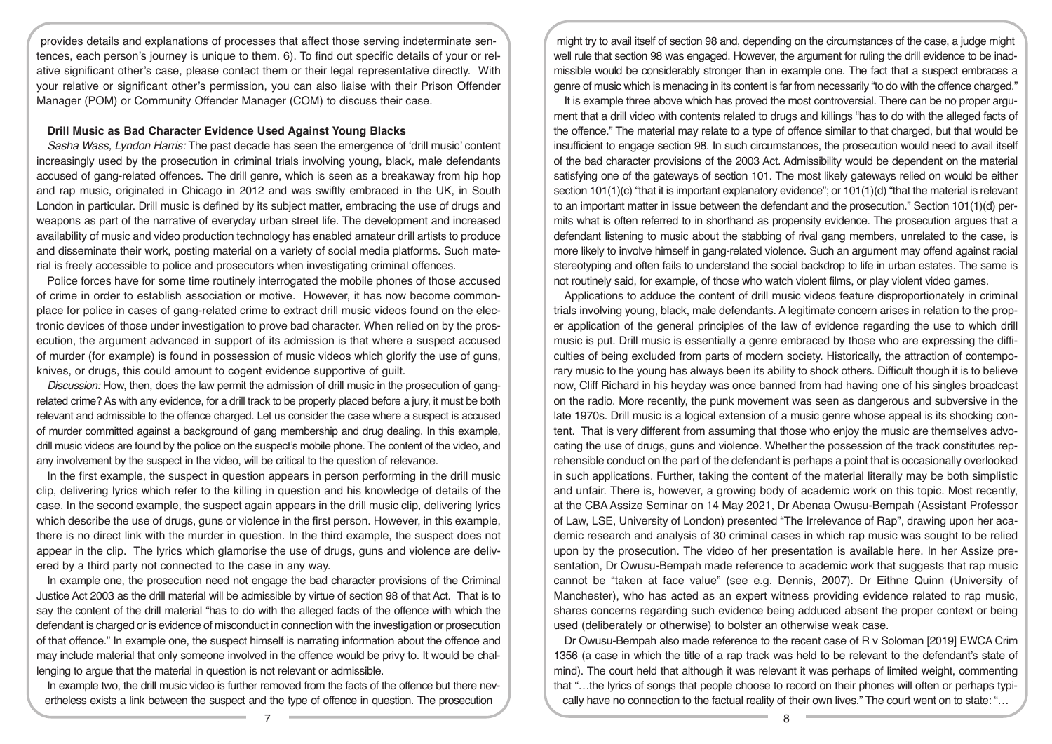provides details and explanations of processes that affect those serving indeterminate sentences, each person's journey is unique to them. 6). To find out specific details of your or relative significant other's case, please contact them or their legal representative directly. With your relative or significant other's permission, you can also liaise with their Prison Offender Manager (POM) or Community Offender Manager (COM) to discuss their case.

### Drill Music as Bad Character Evidence Used Against Young Blacks

*Sasha Wass, Lyndon Harris:* The past decade has seen the emergence of 'drill music' content increasingly used by the prosecution in criminal trials involving young, black, male defendants accused of gang-related offences. The drill genre, which is seen as a breakaway from hip hop and rap music, originated in Chicago in 2012 and was swiftly embraced in the UK, in South London in particular. Drill music is defined by its subject matter, embracing the use of drugs and weapons as part of the narrative of everyday urban street life. The development and increased availability of music and video production technology has enabled amateur drill artists to produce and disseminate their work, posting material on a variety of social media platforms. Such material is freely accessible to police and prosecutors when investigating criminal offences.

Police forces have for some time routinely interrogated the mobile phones of those accused of crime in order to establish association or motive. However, it has now become commonplace for police in cases of gang-related crime to extract drill music videos found on the electronic devices of those under investigation to prove bad character. When relied on by the prosecution, the argument advanced in support of its admission is that where a suspect accused of murder (for example) is found in possession of music videos which glorify the use of guns, knives, or drugs, this could amount to cogent evidence supportive of guilt.

*Discussion:* How, then, does the law permit the admission of drill music in the prosecution of gang-related crime? As with any evidence, for a drill track to be properly placed before a jury, it must be both relevant and admissible to the offence charged. Let us consider the case where a suspect is accused of murder committed against a background of gang membership and drug dealing. In this example, drill music videos are found by the police on the suspect's mobile phone. The content of the video, and any involvement by the suspect in the video, will be critical to the question of relevance.

In the first example, the suspect in question appears in person performing in the drill music clip, delivering lyrics which refer to the killing in question and his knowledge of details of the case. In the second example, the suspect again appears in the drill music clip, delivering lyrics which describe the use of drugs, guns or violence in the first person. However, in this example, there is no direct link with the murder in question. In the third example, the suspect does not appear in the clip. The lyrics which glamorise the use of drugs, guns and violence are delivered by a third party not connected to the case in any way.

In example one, the prosecution need not engage the bad character provisions of the Criminal Justice Act 2003 as the drill material will be admissible by virtue of section 98 of that Act. That is to say the content of the drill material "has to do with the alleged facts of the offence with which the defendant is charged or is evidence of misconduct in connection with the investigation or prosecution of that offence." In example one, the suspect himself is narrating information about the offence and may include material that only someone involved in the offence would be privy to. It would be challenging to argue that the material in question is not relevant or admissible.

In example two, the drill music video is further removed from the facts of the offence but there nevertheless exists a link between the suspect and the type of offence in question. The prosecution might try to avail itself of section 98 and, depending on the circumstances of the case, a judge might well rule that section 98 was engaged. However, the argument for ruling the drill evidence to be inadmissible would be considerably stronger than in example one. The fact that a suspect embraces a genre of music which is menacing in its content is far from necessarily "to do with the offence charged."

It is example three above which has proved the most controversial. There can be no proper argument that a drill video with contents related to drugs and killings "has to do with the alleged facts of the offence." The material may relate to a type of offence similar to that charged, but that would be insufficient to engage section 98. In such circumstances, the prosecution would need to avail itself of the bad character provisions of the 2003 Act. Admissibility would be dependent on the material satisfying one of the gateways of section 101. The most likely gateways relied on would be either section 101(1)(c) "that it is important explanatory evidence"; or 101(1)(d) "that the material is relevant to an important matter in issue between the defendant and the prosecution." Section 101(1)(d) permits what is often referred to in shorthand as propensity evidence. The prosecution argues that a defendant listening to music about the stabbing of rival gang members, unrelated to the case, is more likely to involve himself in gang-related violence. Such an argument may offend against racial stereotyping and often fails to understand the social backdrop to life in urban estates. The same is not routinely said, for example, of those who watch violent films, or play violent video games.

Applications to adduce the content of drill music videos feature disproportionately in criminal trials involving young, black, male defendants. A legitimate concern arises in relation to the proper application of the general principles of the law of evidence regarding the use to which drill music is put. Drill music is essentially a genre embraced by those who are expressing the difficulties of being excluded from parts of modern society. Historically, the attraction of contemporary music to the young has always been its ability to shock others. Difficult though it is to believe now, Cliff Richard in his heyday was once banned from had having one of his singles broadcast on the radio. More recently, the punk movement was seen as dangerous and subversive in the late 1970s. Drill music is a logical extension of a music genre whose appeal is its shocking content. That is very different from assuming that those who enjoy the music are themselves advocating the use of drugs, guns and violence. Whether the possession of the track constitutes reprehensible conduct on the part of the defendant is perhaps a point that is occasionally overlooked in such applications. Further, taking the content of the material literally may be both simplistic and unfair. There is, however, a growing body of academic work on this topic. Most recently, at the CBA Assize Seminar on 14 May 2021, Dr Abenaa Owusu-Bempah (Assistant Professor of Law, LSE, University of London) presented "The Irrelevance of Rap", drawing upon her academic research and analysis of 30 criminal cases in which rap music was sought to be relied upon by the prosecution. The video of her presentation is available here. In her Assize presentation, Dr Owusu-Bempah made reference to academic work that suggests that rap music cannot be "taken at face value" (see e.g. Dennis, 2007). Dr Eithne Quinn (University of Manchester), who has acted as an expert witness providing evidence related to rap music, shares concerns regarding such evidence being adduced absent the proper context or being used (deliberately or otherwise) to bolster an otherwise weak case.

Dr Owusu-Bempah also made reference to the recent case of R v Soloman [2019] EWCA Crim 1356 (a case in which the title of a rap track was held to be relevant to the defendant's state of mind). The court held that although it was relevant it was perhaps of limited weight, commenting that "…the lyrics of songs that people choose to record on their phones will often or perhaps typically have no connection to the factual reality of their own lives." The court went on to state: "…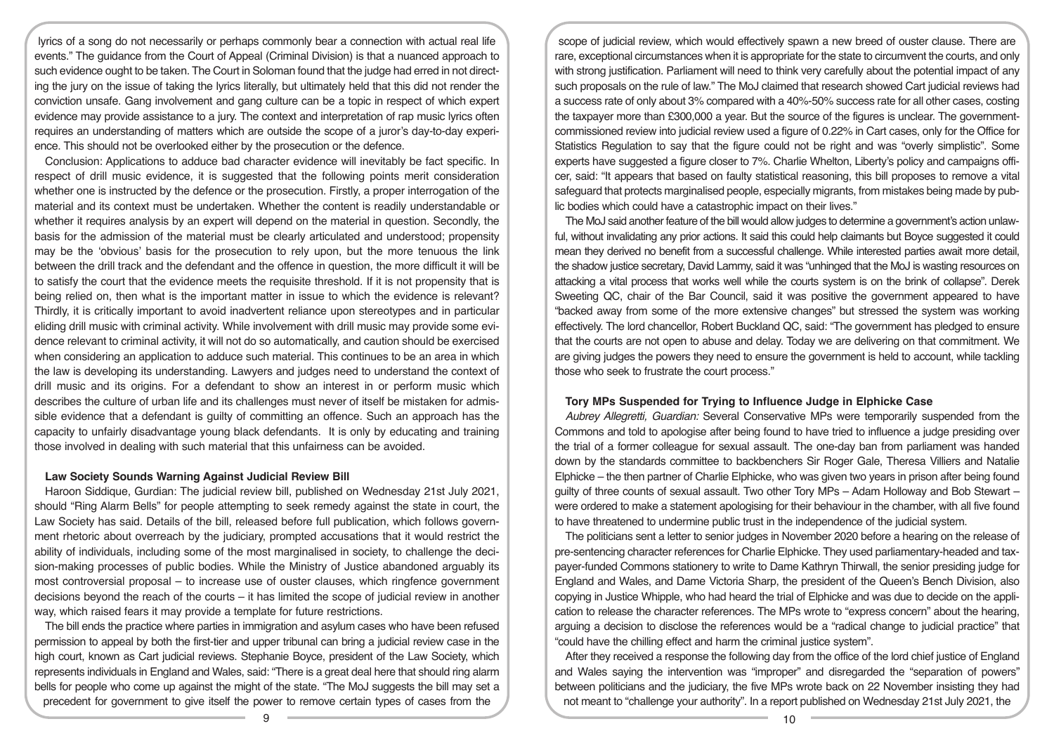lyrics of a song do not necessarily or perhaps commonly bear a connection with actual real life events." The guidance from the Court of Appeal (Criminal Division) is that a nuanced approach to such evidence ought to be taken. The Court in Soloman found that the judge had erred in not directing the jury on the issue of taking the lyrics literally, but ultimately held that this did not render the conviction unsafe. Gang involvement and gang culture can be a topic in respect of which expert evidence may provide assistance to a jury. The context and interpretation of rap music lyrics often requires an understanding of matters which are outside the scope of a juror's day-to-day experience. This should not be overlooked either by the prosecution or the defence.

Conclusion: Applications to adduce bad character evidence will inevitably be fact specific. In respect of drill music evidence, it is suggested that the following points merit consideration whether one is instructed by the defence or the prosecution. Firstly, a proper interrogation of the material and its context must be undertaken. Whether the content is readily understandable or whether it requires analysis by an expert will depend on the material in question. Secondly, the basis for the admission of the material must be clearly articulated and understood; propensity may be the 'obvious' basis for the prosecution to rely upon, but the more tenuous the link between the drill track and the defendant and the offence in question, the more difficult it will be to satisfy the court that the evidence meets the requisite threshold. If it is not propensity that is being relied on, then what is the important matter in issue to which the evidence is relevant? Thirdly, it is critically important to avoid inadvertent reliance upon stereotypes and in particular eliding drill music with criminal activity. While involvement with drill music may provide some evidence relevant to criminal activity, it will not do so automatically, and caution should be exercised when considering an application to adduce such material. This continues to be an area in which the law is developing its understanding. Lawyers and judges need to understand the context of drill music and its origins. For a defendant to show an interest in or perform music which describes the culture of urban life and its challenges must never of itself be mistaken for admissible evidence that a defendant is guilty of committing an offence. Such an approach has the capacity to unfairly disadvantage young black defendants. It is only by educating and training those involved in dealing with such material that this unfairness can be avoided.

### Law Society Sounds Warning Against Judicial Review Bill

Haroon Siddique, Gurdian: The judicial review bill, published on Wednesday 21st July 2021, should "Ring Alarm Bells" for people attempting to seek remedy against the state in court, the Law Society has said. Details of the bill, released before full publication, which follows government rhetoric about overreach by the judiciary, prompted accusations that it would restrict the ability of individuals, including some of the most marginalised in society, to challenge the decision-making processes of public bodies. While the Ministry of Justice abandoned arguably its most controversial proposal – to increase use of ouster clauses, which ringfence government decisions beyond the reach of the courts – it has limited the scope of judicial review in another way, which raised fears it may provide a template for future restrictions.

The bill ends the practice where parties in immigration and asylum cases who have been refused permission to appeal by both the first-tier and upper tribunal can bring a judicial review case in the high court, known as Cart judicial reviews. Stephanie Boyce, president of the Law Society, which represents individuals in England and Wales, said: "There is a great deal here that should ring alarm bells for people who come up against the might of the state. "The MoJ suggests the bill may set a precedent for government to give itself the power to remove certain types of cases from the scope of judicial review, which would effectively spawn a new breed of ouster clause. There are rare, exceptional circumstances when it is appropriate for the state to circumvent the courts, and only with strong justification. Parliament will need to think very carefully about the potential impact of any such proposals on the rule of law." The MoJ claimed that research showed Cart judicial reviews had a success rate of only about 3% compared with a 40%-50% success rate for all other cases, costing the taxpayer more than £300,000 a year. But the source of the figures is unclear. The government-commissioned review into judicial review used a figure of 0.22% in Cart cases, only for the Office for Statistics Regulation to say that the figure could not be right and was "overly simplistic". Some experts have suggested a figure closer to 7%. Charlie Whelton, Liberty's policy and campaigns officer, said: "It appears that based on faulty statistical reasoning, this bill proposes to remove a vital safeguard that protects marginalised people, especially migrants, from mistakes being made by public bodies which could have a catastrophic impact on their lives."

The MoJ said another feature of the bill would allow judges to determine a government's action unlawful, without invalidating any prior actions. It said this could help claimants but Boyce suggested it could mean they derived no benefit from a successful challenge. While interested parties await more detail, the shadow justice secretary, David Lammy, said it was "unhinged that the MoJ is wasting resources on attacking a vital process that works well while the courts system is on the brink of collapse". Derek Sweeting QC, chair of the Bar Council, said it was positive the government appeared to have "backed away from some of the more extensive changes" but stressed the system was working effectively. The lord chancellor, Robert Buckland QC, said: "The government has pledged to ensure that the courts are not open to abuse and delay. Today we are delivering on that commitment. We are giving judges the powers they need to ensure the government is held to account, while tackling those who seek to frustrate the court process."

### Tory MPs Suspended for Trying to Influence Judge in Elphicke Case

*Aubrey Allegretti, Guardian:* Several Conservative MPs were temporarily suspended from the Commons and told to apologise after being found to have tried to influence a judge presiding over the trial of a former colleague for sexual assault. The one-day ban from parliament was handed down by the standards committee to backbenchers Sir Roger Gale, Theresa Villiers and Natalie Elphicke – the then partner of Charlie Elphicke, who was given two years in prison after being found guilty of three counts of sexual assault. Two other Tory MPs – Adam Holloway and Bob Stewart – were ordered to make a statement apologising for their behaviour in the chamber, with all five found to have threatened to undermine public trust in the independence of the judicial system.

The politicians sent a letter to senior judges in November 2020 before a hearing on the release of pre-sentencing character references for Charlie Elphicke. They used parliamentary-headed and taxpayer-funded Commons stationery to write to Dame Kathryn Thirwall, the senior presiding judge for England and Wales, and Dame Victoria Sharp, the president of the Queen's Bench Division, also copying in Justice Whipple, who had heard the trial of Elphicke and was due to decide on the application to release the character references. The MPs wrote to "express concern" about the hearing, arguing a decision to disclose the references would be a "radical change to judicial practice" that "could have the chilling effect and harm the criminal justice system".

After they received a response the following day from the office of the lord chief justice of England and Wales saying the intervention was "improper" and disregarded the "separation of powers" between politicians and the judiciary, the five MPs wrote back on 22 November insisting they had not meant to "challenge your authority". In a report published on Wednesday 21st July 2021, the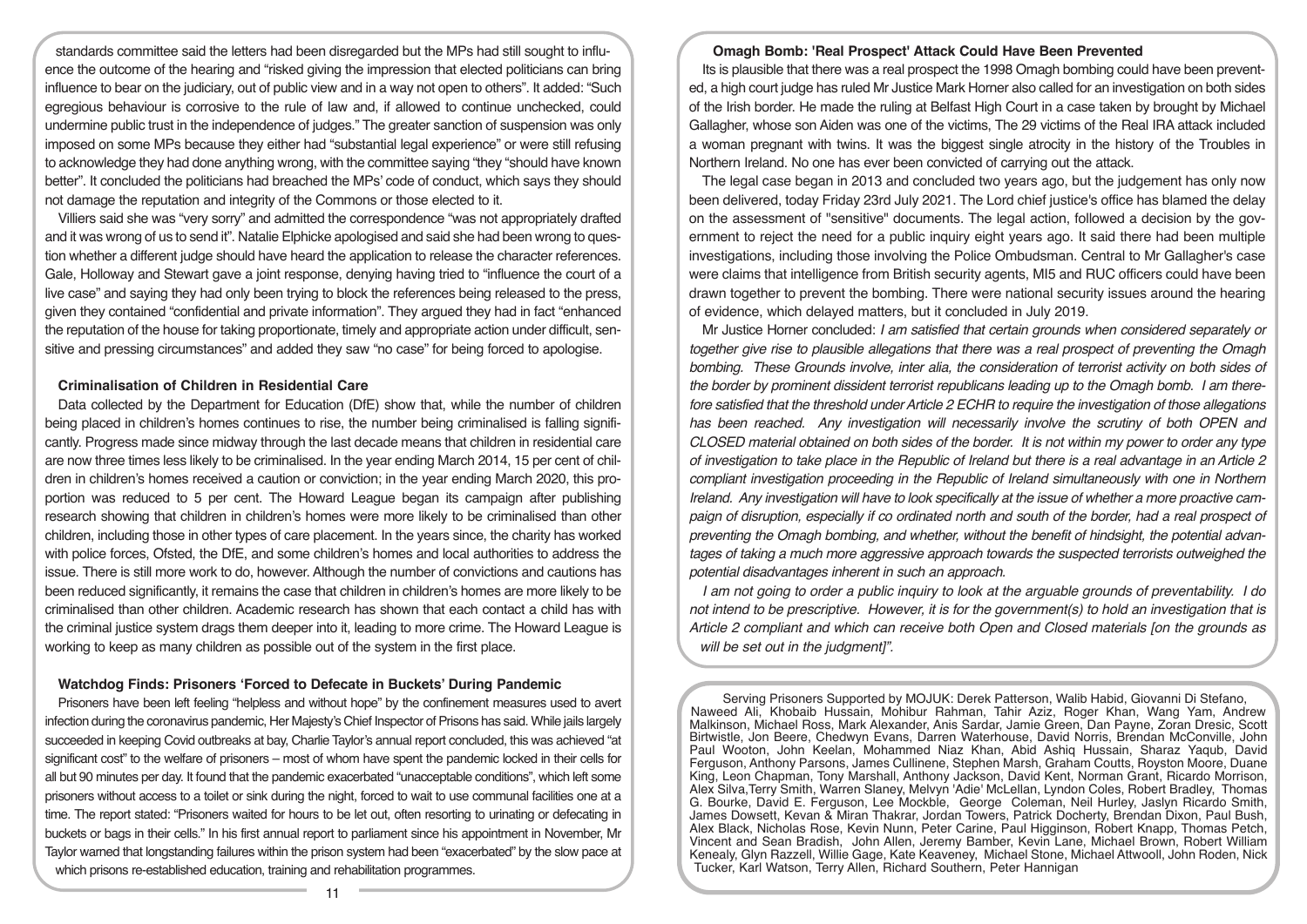standards committee said the letters had been disregarded but the MPs had still sought to influence the outcome of the hearing and "risked giving the impression that elected politicians can bring influence to bear on the judiciary, out of public view and in a way not open to others". It added: "Such egregious behaviour is corrosive to the rule of law and, if allowed to continue unchecked, could undermine public trust in the independence of judges." The greater sanction of suspension was only imposed on some MPs because they either had "substantial legal experience" or were still refusing to acknowledge they had done anything wrong, with the committee saying "they "should have known better". It concluded the politicians had breached the MPs' code of conduct, which says they should not damage the reputation and integrity of the Commons or those elected to it.

Villiers said she was "very sorry" and admitted the correspondence "was not appropriately drafted and it was wrong of us to send it". Natalie Elphicke apologised and said she had been wrong to question whether a different judge should have heard the application to release the character references. Gale, Holloway and Stewart gave a joint response, denying having tried to "influence the court of a live case" and saying they had only been trying to block the references being released to the press, given they contained "confidential and private information". They argued they had in fact "enhanced the reputation of the house for taking proportionate, timely and appropriate action under difficult, sensitive and pressing circumstances" and added they saw "no case" for being forced to apologise.

### Criminalisation of Children in Residential Care

Data collected by the Department for Education (DfE) show that, while the number of children being placed in children's homes continues to rise, the number being criminalised is falling significantly. Progress made since midway through the last decade means that children in residential care are now three times less likely to be criminalised. In the year ending March 2014, 15 per cent of children in children's homes received a caution or conviction; in the year ending March 2020, this proportion was reduced to 5 per cent. The Howard League began its campaign after publishing research showing that children in children's homes were more likely to be criminalised than other children, including those in other types of care placement. In the years since, the charity has worked with police forces, Ofsted, the DfE, and some children's homes and local authorities to address the issue. There is still more work to do, however. Although the number of convictions and cautions has been reduced significantly, it remains the case that children in children's homes are more likely to be criminalised than other children. Academic research has shown that each contact a child has with the criminal justice system drags them deeper into it, leading to more crime. The Howard League is working to keep as many children as possible out of the system in the first place.

### Watchdog Finds: Prisoners 'Forced to Defecate in Buckets' During Pandemic

Prisoners have been left feeling "helpless and without hope" by the confinement measures used to avert infection during the coronavirus pandemic, Her Majesty's Chief Inspector of Prisons has said. While jails largely succeeded in keeping Covid outbreaks at bay, Charlie Taylor's annual report concluded, this was achieved "at significant cost" to the welfare of prisoners – most of whom have spent the pandemic locked in their cells for all but 90 minutes per day. It found that the pandemic exacerbated "unacceptable conditions", which left some prisoners without access to a toilet or sink during the night, forced to wait to use communal facilities one at a time. The report stated: "Prisoners waited for hours to be let out, often resorting to urinating or defecating in buckets or bags in their cells." In his first annual report to parliament since his appointment in November, Mr Taylor warned that longstanding failures within the prison system had been "exacerbated" by the slow pace at which prisons re-established education, training and rehabilitation programmes.

### Omagh Bomb: 'Real Prospect' Attack Could Have Been Prevented

Its is plausible that there was a real prospect the 1998 Omagh bombing could have been prevented, a high court judge has ruled Mr Justice Mark Horner also called for an investigation on both sides of the Irish border. He made the ruling at Belfast High Court in a case taken by brought by Michael Gallagher, whose son Aiden was one of the victims, The 29 victims of the Real IRA attack included a woman pregnant with twins. It was the biggest single atrocity in the history of the Troubles in Northern Ireland. No one has ever been convicted of carrying out the attack.

The legal case began in 2013 and concluded two years ago, but the judgement has only now been delivered, today Friday 23rd July 2021. The Lord chief justice's office has blamed the delay on the assessment of "sensitive" documents. The legal action, followed a decision by the government to reject the need for a public inquiry eight years ago. It said there had been multiple investigations, including those involving the Police Ombudsman. Central to Mr Gallagher's case were claims that intelligence from British security agents, MI5 and RUC officers could have been drawn together to prevent the bombing. There were national security issues around the hearing of evidence, which delayed matters, but it concluded in July 2019.

Mr Justice Horner concluded: *I am satisfied that certain grounds when considered separately or together give rise to plausible allegations that there was a real prospect of preventing the Omagh bombing. These Grounds involve, inter alia, the consideration of terrorist activity on both sides of the border by prominent dissident terrorist republicans leading up to the Omagh bomb. I am therefore satisfied that the threshold under Article 2 ECHR to require the investigation of those allegations has been reached. Any investigation will necessarily involve the scrutiny of both OPEN and CLOSED material obtained on both sides of the border. It is not within my power to order any type of investigation to take place in the Republic of Ireland but there is a real advantage in an Article 2 compliant investigation proceeding in the Republic of Ireland simultaneously with one in Northern Ireland. Any investigation will have to look specifically at the issue of whether a more proactive campaign of disruption, especially if co ordinated north and south of the border, had a real prospect of preventing the Omagh bombing, and whether, without the benefit of hindsight, the potential advantages of taking a much more aggressive approach towards the suspected terrorists outweighed the potential disadvantages inherent in such an approach.*

*I am not going to order a public inquiry to look at the arguable grounds of preventability. I do not intend to be prescriptive. However, it is for the government(s) to hold an investigation that is Article 2 compliant and which can receive both Open and Closed materials [on the grounds as will be set out in the judgment]".*

Serving Prisoners Supported by MOJUK: Derek Patterson, Walib Habid, Giovanni Di Stefano, Naweed Ali, Khobaib Hussain, Mohibur Rahman, Tahir Aziz, Roger Khan, Wang Yam, Andrew Malkinson, Michael Ross, Mark Alexander, Anis Sardar, Jamie Green, Dan Payne, Zoran Dresic, Scott Birtwistle, Jon Beere, Chedwyn Evans, Darren Waterhouse, David Norris, Brendan McConville, John Paul Wooton, John Keelan, Mohammed Niaz Khan, Abid Ashiq Hussain, Sharaz Yaqub, David Ferguson, Anthony Parsons, James Cullinene, Stephen Marsh, Graham Coutts, Royston Moore, Duane King, Leon Chapman, Tony Marshall, Anthony Jackson, David Kent, Norman Grant, Ricardo Morrison, Alex Silva,Terry Smith, Warren Slaney, Melvyn 'Adie' McLellan, Lyndon Coles, Robert Bradley, Thomas G. Bourke, David E. Ferguson, Lee Mockble, George Coleman, Neil Hurley, Jaslyn Ricardo Smith, James Dowsett, Kevan & Miran Thakrar, Jordan Towers, Patrick Docherty, Brendan Dixon, Paul Bush, Alex Black, Nicholas Rose, Kevin Nunn, Peter Carine, Paul Higginson, Robert Knapp, Thomas Petch, Vincent and Sean Bradish, John Allen, Jeremy Bamber, Kevin Lane, Michael Brown, Robert William Kenealy, Glyn Razzell, Willie Gage, Kate Keaveney, Michael Stone, Michael Attwooll, John Roden, Nick Tucker, Karl Watson, Terry Allen, Richard Southern, Peter Hannigan